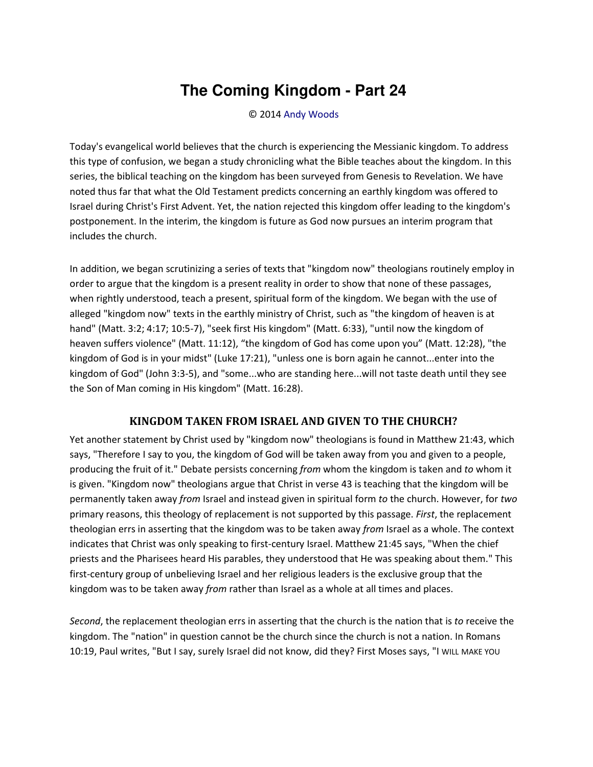# The Coming Kingdom - Part 24

© 2014 Andy Woods

Today's evangelical world believes that the church is experiencing the Messianic kingdom. To address this type of confusion, we began a study chronicling what the Bible teaches about the kingdom. In this series, the biblical teaching on the kingdom has been surveyed from Genesis to Revelation. We have noted thus far that what the Old Testament predicts concerning an earthly kingdom was offered to Israel during Christ's First Advent. Yet, the nation rejected this kingdom offer leading to the kingdom's postponement. In the interim, the kingdom is future as God now pursues an interim program that includes the church.

In addition, we began scrutinizing a series of texts that "kingdom now" theologians routinely employ in order to argue that the kingdom is a present reality in order to show that none of these passages, when rightly understood, teach a present, spiritual form of the kingdom. We began with the use of alleged "kingdom now" texts in the earthly ministry of Christ, such as "the kingdom of heaven is at hand" (Matt. 3:2; 4:17; 10:5-7), "seek first His kingdom" (Matt. 6:33), "until now the kingdom of heaven suffers violence" (Matt. 11:12), "the kingdom of God has come upon you" (Matt. 12:28), "the kingdom of God is in your midst" (Luke 17:21), "unless one is born again he cannot...enter into the kingdom of God" (John 3:3-5), and "some...who are standing here...will not taste death until they see the Son of Man coming in His kingdom" (Matt. 16:28).

## KINGDOM TAKEN FROM ISRAEL AND GIVEN TO THE CHURCH?

Yet another statement by Christ used by "kingdom now" theologians is found in Matthew 21:43, which says, "Therefore I say to you, the kingdom of God will be taken away from you and given to a people, producing the fruit of it." Debate persists concerning *from* whom the kingdom is taken and *to* whom it is given. "Kingdom now" theologians argue that Christ in verse 43 is teaching that the kingdom will be permanently taken away *from* Israel and instead given in spiritual form *to* the church. However, for *two* primary reasons, this theology of replacement is not supported by this passage. *First*, the replacement theologian errs in asserting that the kingdom was to be taken away *from* Israel as a whole. The context indicates that Christ was only speaking to first-century Israel. Matthew 21:45 says, "When the chief priests and the Pharisees heard His parables, they understood that He was speaking about them." This first-century group of unbelieving Israel and her religious leaders is the exclusive group that the kingdom was to be taken away *from* rather than Israel as a whole at all times and places.

*Second*, the replacement theologian errs in asserting that the church is the nation that is *to* receive the kingdom. The "nation" in question cannot be the church since the church is not a nation. In Romans 10:19, Paul writes, "But I say, surely Israel did not know, did they? First Moses says, "I WILL MAKE YOU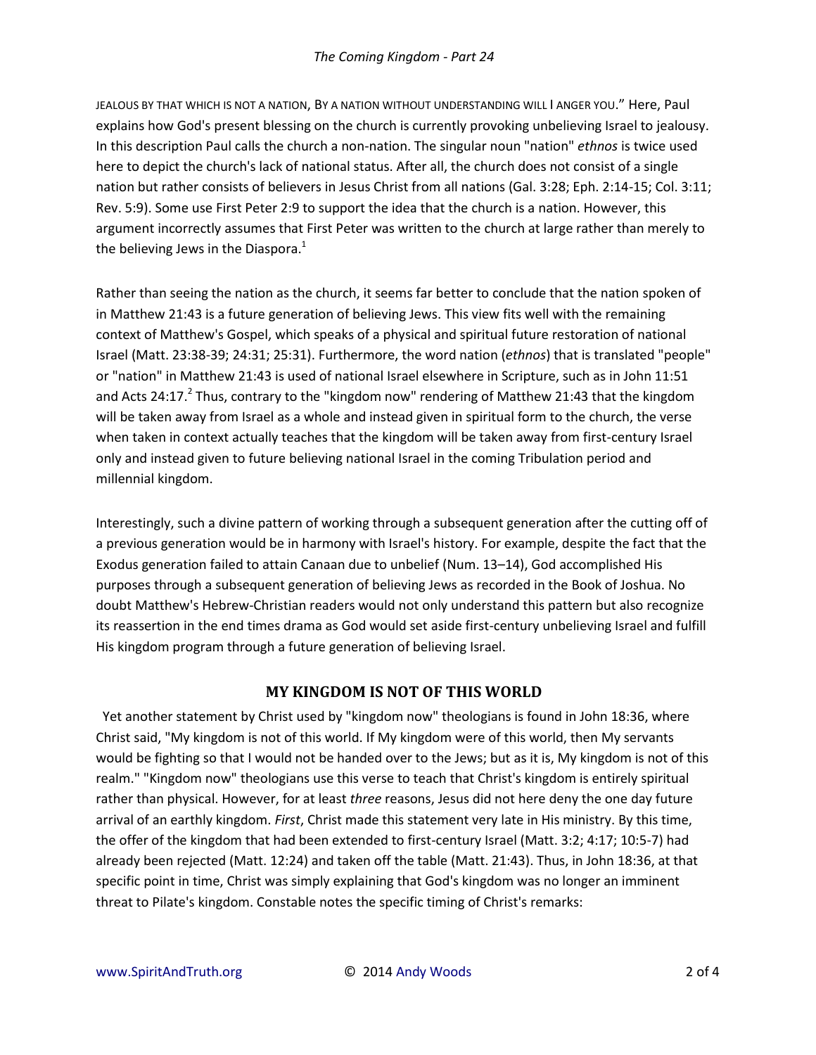JEALOUS BY THAT WHICH IS NOT A NATION, BY A NATION WITHOUT UNDERSTANDING WILL I ANGER YOU." Here, Paul explains how God's present blessing on the church is currently provoking unbelieving Israel to jealousy. In this description Paul calls the church a non-nation. The singular noun "nation" *ethnos* is twice used here to depict the church's lack of national status. After all, the church does not consist of a single nation but rather consists of believers in Jesus Christ from all nations (Gal. 3:28; Eph. 2:14-15; Col. 3:11; Rev. 5:9). Some use First Peter 2:9 to support the idea that the church is a nation. However, this argument incorrectly assumes that First Peter was written to the church at large rather than merely to the believing Jews in the Diaspora.[1]

Rather than seeing the nation as the church, it seems far better to conclude that the nation spoken of in Matthew 21:43 is a future generation of believing Jews. This view fits well with the remaining context of Matthew's Gospel, which speaks of a physical and spiritual future restoration of national Israel (Matt. 23:38-39; 24:31; 25:31). Furthermore, the word nation (*ethnos*) that is translated "people" or "nation" in Matthew 21:43 is used of national Israel elsewhere in Scripture, such as in John 11:51 and Acts 24:17.[2] Thus, contrary to the "kingdom now" rendering of Matthew 21:43 that the kingdom will be taken away from Israel as a whole and instead given in spiritual form to the church, the verse when taken in context actually teaches that the kingdom will be taken away from first-century Israel only and instead given to future believing national Israel in the coming Tribulation period and millennial kingdom.

Interestingly, such a divine pattern of working through a subsequent generation after the cutting off of a previous generation would be in harmony with Israel's history. For example, despite the fact that the Exodus generation failed to attain Canaan due to unbelief (Num. 13–14), God accomplished His purposes through a subsequent generation of believing Jews as recorded in the Book of Joshua. No doubt Matthew's Hebrew-Christian readers would not only understand this pattern but also recognize its reassertion in the end times drama as God would set aside first-century unbelieving Israel and fulfill His kingdom program through a future generation of believing Israel.

## MY KINGDOM IS NOT OF THIS WORLD

Yet another statement by Christ used by "kingdom now" theologians is found in John 18:36, where Christ said, "My kingdom is not of this world. If My kingdom were of this world, then My servants would be fighting so that I would not be handed over to the Jews; but as it is, My kingdom is not of this realm." "Kingdom now" theologians use this verse to teach that Christ's kingdom is entirely spiritual rather than physical. However, for at least *three* reasons, Jesus did not here deny the one day future arrival of an earthly kingdom. *First*, Christ made this statement very late in His ministry. By this time, the offer of the kingdom that had been extended to first-century Israel (Matt. 3:2; 4:17; 10:5-7) had already been rejected (Matt. 12:24) and taken off the table (Matt. 21:43). Thus, in John 18:36, at that specific point in time, Christ was simply explaining that God's kingdom was no longer an imminent threat to Pilate's kingdom. Constable notes the specific timing of Christ's remarks: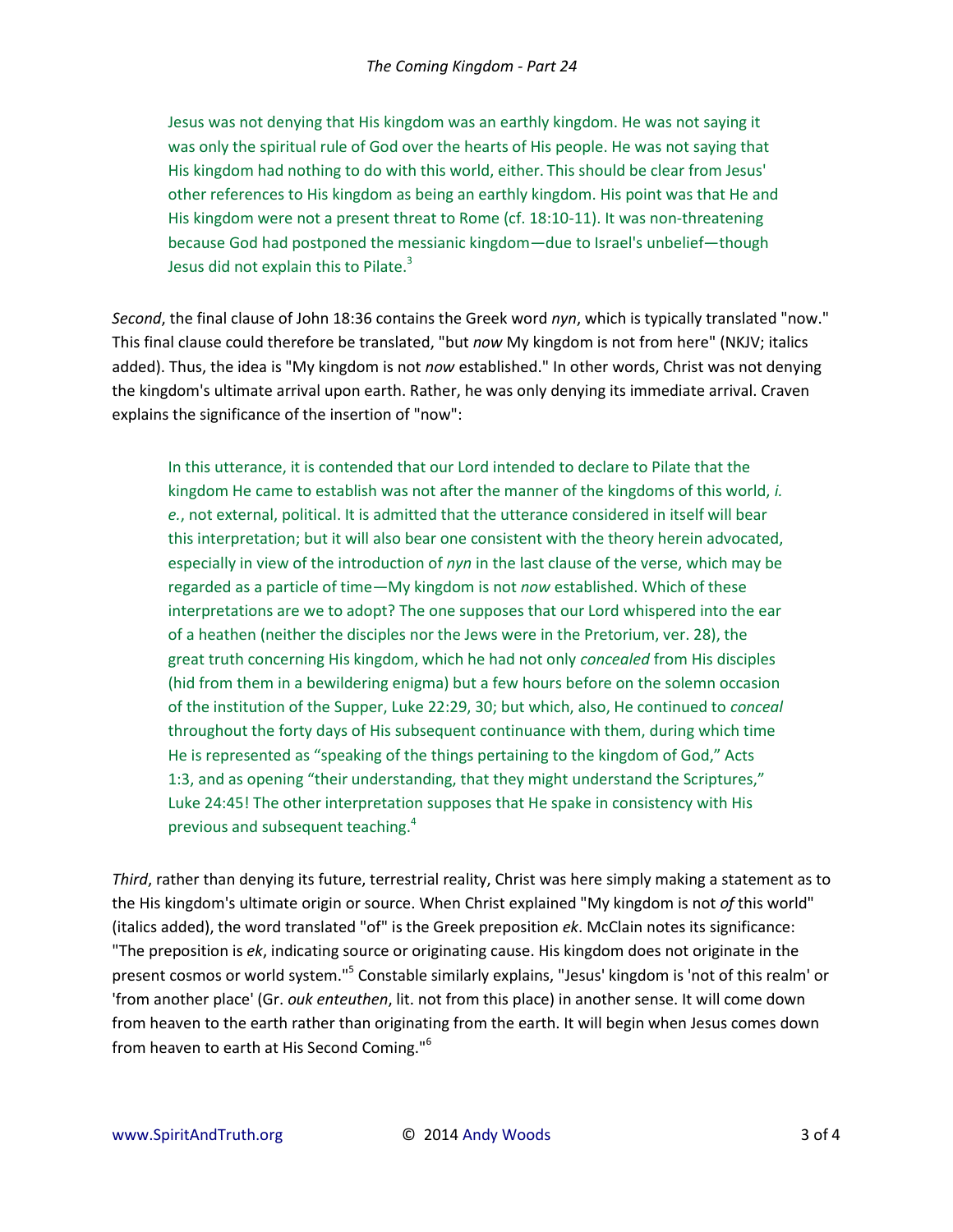> Jesus was not denying that His kingdom was an earthly kingdom. He was not saying it was only the spiritual rule of God over the hearts of His people. He was not saying that His kingdom had nothing to do with this world, either. This should be clear from Jesus' other references to His kingdom as being an earthly kingdom. His point was that He and His kingdom were not a present threat to Rome (cf. 18:10-11). It was non-threatening because God had postponed the messianic kingdom—due to Israel's unbelief—though Jesus did not explain this to Pilate.[3]

*Second*, the final clause of John 18:36 contains the Greek word *nyn*, which is typically translated "now." This final clause could therefore be translated, "but *now* My kingdom is not from here" (NKJV; italics added). Thus, the idea is "My kingdom is not *now* established." In other words, Christ was not denying the kingdom's ultimate arrival upon earth. Rather, he was only denying its immediate arrival. Craven explains the significance of the insertion of "now":

> In this utterance, it is contended that our Lord intended to declare to Pilate that the kingdom He came to establish was not after the manner of the kingdoms of this world, *i. e.*, not external, political. It is admitted that the utterance considered in itself will bear this interpretation; but it will also bear one consistent with the theory herein advocated, especially in view of the introduction of *nyn* in the last clause of the verse, which may be regarded as a particle of time—My kingdom is not *now* established. Which of these interpretations are we to adopt? The one supposes that our Lord whispered into the ear of a heathen (neither the disciples nor the Jews were in the Pretorium, ver. 28), the great truth concerning His kingdom, which he had not only *concealed* from His disciples (hid from them in a bewildering enigma) but a few hours before on the solemn occasion of the institution of the Supper, Luke 22:29, 30; but which, also, He continued to *conceal* throughout the forty days of His subsequent continuance with them, during which time He is represented as "speaking of the things pertaining to the kingdom of God," Acts 1:3, and as opening "their understanding, that they might understand the Scriptures," Luke 24:45! The other interpretation supposes that He spake in consistency with His previous and subsequent teaching.[4]

*Third*, rather than denying its future, terrestrial reality, Christ was here simply making a statement as to the His kingdom's ultimate origin or source. When Christ explained "My kingdom is not *of* this world" (italics added), the word translated "of" is the Greek preposition *ek*. McClain notes its significance: "The preposition is *ek*, indicating source or originating cause. His kingdom does not originate in the present cosmos or world system."[5] Constable similarly explains, "Jesus' kingdom is 'not of this realm' or 'from another place' (Gr. *ouk enteuthen*, lit. not from this place) in another sense. It will come down from heaven to the earth rather than originating from the earth. It will begin when Jesus comes down from heaven to earth at His Second Coming."[6]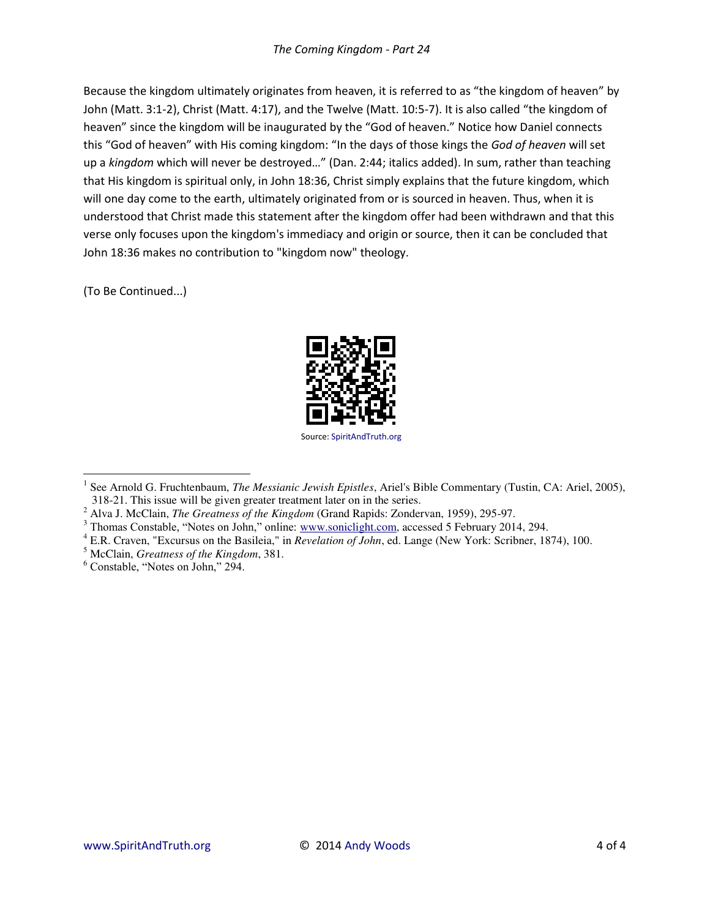Because the kingdom ultimately originates from heaven, it is referred to as "the kingdom of heaven" by John (Matt. 3:1-2), Christ (Matt. 4:17), and the Twelve (Matt. 10:5-7). It is also called "the kingdom of heaven" since the kingdom will be inaugurated by the "God of heaven." Notice how Daniel connects this "God of heaven" with His coming kingdom: "In the days of those kings the *God of heaven* will set up a *kingdom* which will never be destroyed…" (Dan. 2:44; italics added). In sum, rather than teaching that His kingdom is spiritual only, in John 18:36, Christ simply explains that the future kingdom, which will one day come to the earth, ultimately originated from or is sourced in heaven. Thus, when it is understood that Christ made this statement after the kingdom offer had been withdrawn and that this verse only focuses upon the kingdom's immediacy and origin or source, then it can be concluded that John 18:36 makes no contribution to "kingdom now" theology.

(To Be Continued...)

Source: SpiritAndTruth.org

---

[1] See Arnold G. Fruchtenbaum, *The Messianic Jewish Epistles*, Ariel's Bible Commentary (Tustin, CA: Ariel, 2005), 318-21. This issue will be given greater treatment later on in the series.

[2] Alva J. McClain, *The Greatness of the Kingdom* (Grand Rapids: Zondervan, 1959), 295-97.

[3] Thomas Constable, "Notes on John," online: www.soniclight.com, accessed 5 February 2014, 294.

[4] E.R. Craven, "Excursus on the Basileia," in *Revelation of John*, ed. Lange (New York: Scribner, 1874), 100.

[5] McClain, *Greatness of the Kingdom*, 381.

[6] Constable, "Notes on John," 294.